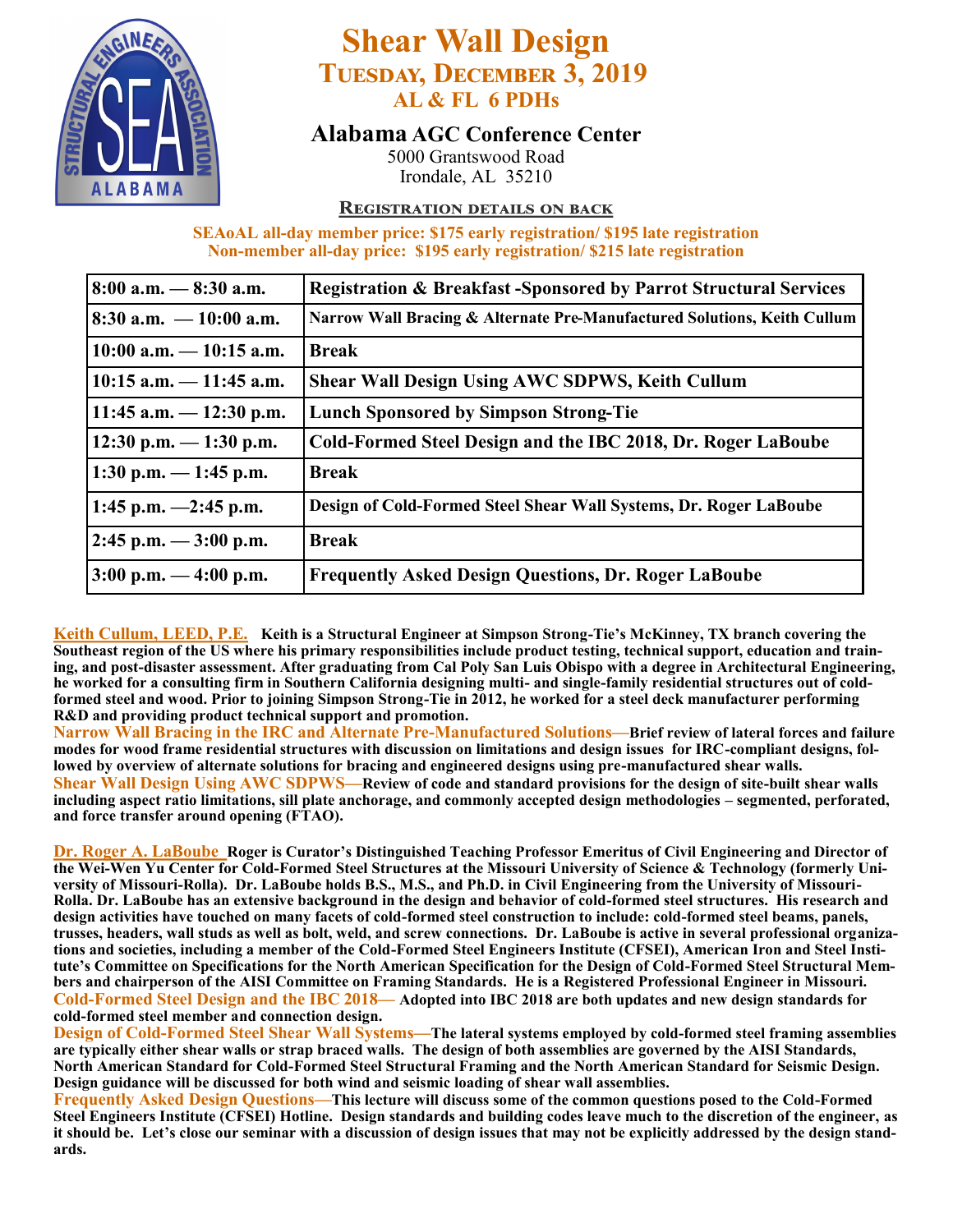# Shear Wall Design

## Tuesday, December 3, 2019

### AL & FL 6 PDHs

**Alabama AGC Conference Center**
5000 Grantswood Road
Irondale, AL 35210

**Registration details on back**

**SEAoAL all-day member price: $175 early registration/ $195 late registration**
**Non-member all-day price: $195 early registration/ $215 late registration**

| Time | Session |
|---|---|
| 8:00 a.m. — 8:30 a.m. | Registration & Breakfast -Sponsored by Parrot Structural Services |
| 8:30 a.m. — 10:00 a.m. | Narrow Wall Bracing & Alternate Pre-Manufactured Solutions, Keith Cullum |
| 10:00 a.m. — 10:15 a.m. | Break |
| 10:15 a.m. — 11:45 a.m. | Shear Wall Design Using AWC SDPWS, Keith Cullum |
| 11:45 a.m. — 12:30 p.m. | Lunch Sponsored by Simpson Strong-Tie |
| 12:30 p.m. — 1:30 p.m. | Cold-Formed Steel Design and the IBC 2018, Dr. Roger LaBoube |
| 1:30 p.m. — 1:45 p.m. | Break |
| 1:45 p.m. —2:45 p.m. | Design of Cold-Formed Steel Shear Wall Systems, Dr. Roger LaBoube |
| 2:45 p.m. — 3:00 p.m. | Break |
| 3:00 p.m. — 4:00 p.m. | Frequently Asked Design Questions, Dr. Roger LaBoube |

**Keith Cullum, LEED, P.E.** Keith is a Structural Engineer at Simpson Strong-Tie's McKinney, TX branch covering the Southeast region of the US where his primary responsibilities include product testing, technical support, education and training, and post-disaster assessment. After graduating from Cal Poly San Luis Obispo with a degree in Architectural Engineering, he worked for a consulting firm in Southern California designing multi- and single-family residential structures out of cold-formed steel and wood. Prior to joining Simpson Strong-Tie in 2012, he worked for a steel deck manufacturer performing R&D and providing product technical support and promotion.

**Narrow Wall Bracing in the IRC and Alternate Pre-Manufactured Solutions**—Brief review of lateral forces and failure modes for wood frame residential structures with discussion on limitations and design issues for IRC-compliant designs, followed by overview of alternate solutions for bracing and engineered designs using pre-manufactured shear walls.

**Shear Wall Design Using AWC SDPWS**—Review of code and standard provisions for the design of site-built shear walls including aspect ratio limitations, sill plate anchorage, and commonly accepted design methodologies – segmented, perforated, and force transfer around opening (FTAO).

**Dr. Roger A. LaBoube** Roger is Curator's Distinguished Teaching Professor Emeritus of Civil Engineering and Director of the Wei-Wen Yu Center for Cold-Formed Steel Structures at the Missouri University of Science & Technology (formerly University of Missouri-Rolla). Dr. LaBoube holds B.S., M.S., and Ph.D. in Civil Engineering from the University of Missouri-Rolla. Dr. LaBoube has an extensive background in the design and behavior of cold-formed steel structures. His research and design activities have touched on many facets of cold-formed steel construction to include: cold-formed steel beams, panels, trusses, headers, wall studs as well as bolt, weld, and screw connections. Dr. LaBoube is active in several professional organizations and societies, including a member of the Cold-Formed Steel Engineers Institute (CFSEI), American Iron and Steel Institute's Committee on Specifications for the North American Specification for the Design of Cold-Formed Steel Structural Members and chairperson of the AISI Committee on Framing Standards. He is a Registered Professional Engineer in Missouri.

**Cold-Formed Steel Design and the IBC 2018**— Adopted into IBC 2018 are both updates and new design standards for cold-formed steel member and connection design.

**Design of Cold-Formed Steel Shear Wall Systems**—The lateral systems employed by cold-formed steel framing assemblies are typically either shear walls or strap braced walls. The design of both assemblies are governed by the AISI Standards, North American Standard for Cold-Formed Steel Structural Framing and the North American Standard for Seismic Design. Design guidance will be discussed for both wind and seismic loading of shear wall assemblies.

**Frequently Asked Design Questions**—This lecture will discuss some of the common questions posed to the Cold-Formed Steel Engineers Institute (CFSEI) Hotline. Design standards and building codes leave much to the discretion of the engineer, as it should be. Let's close our seminar with a discussion of design issues that may not be explicitly addressed by the design standards.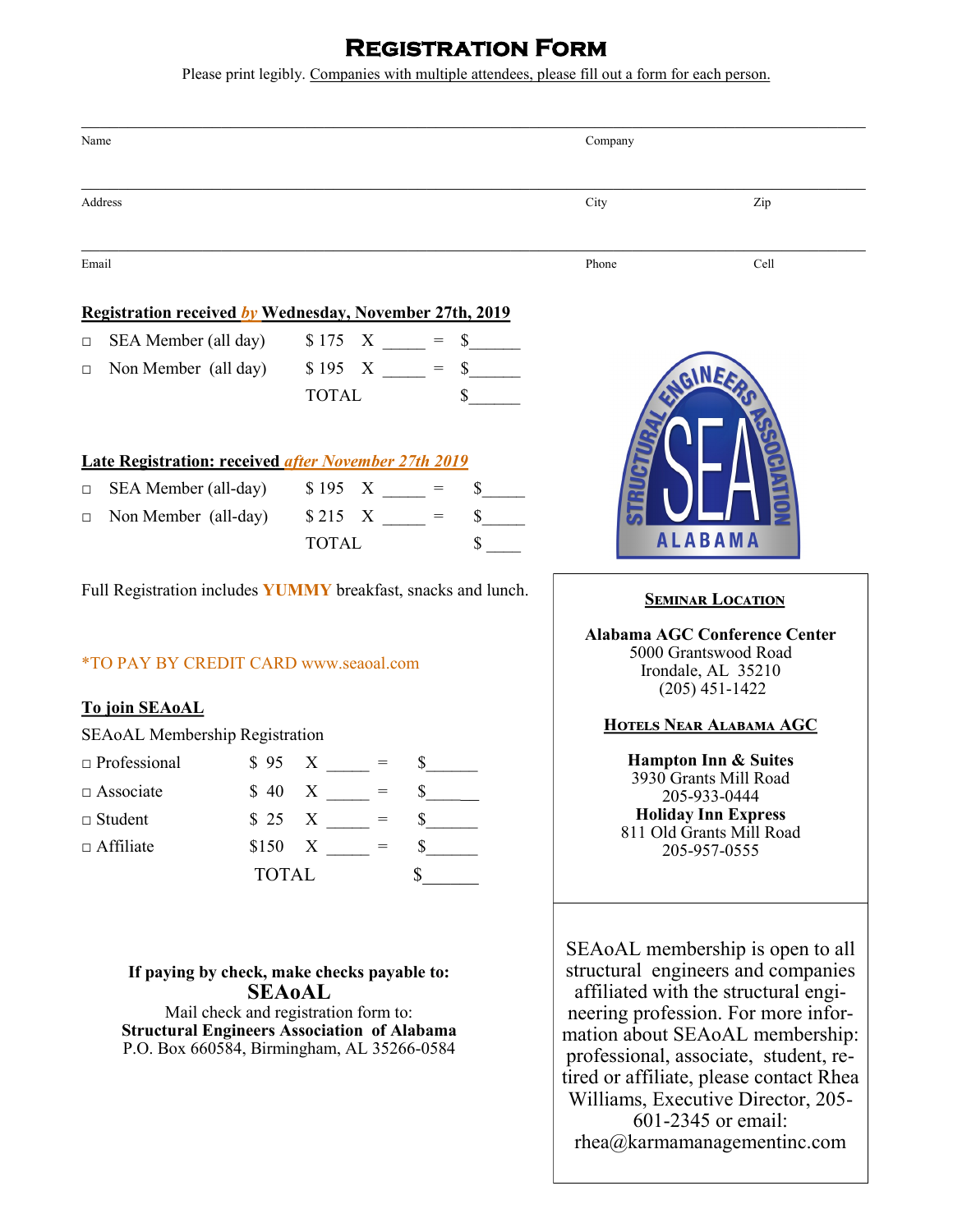# Registration Form

Please print legibly. Companies with multiple attendees, please fill out a form for each person.

Name

Company

Address

City

Zip

Email

Phone

Cell

**Registration received *by* Wednesday, November 27th, 2019**

| | | | | | | |
|---|---|---|---|---|---|---|
| □ | SEA Member (all day) | $ 175 | X _____ | = | $______ |
| □ | Non Member (all day) | $ 195 | X _____ | = | $______ |
| | | TOTAL | | | $______ |

**Late Registration: received *after November 27th 2019***

| | | | | | | |
|---|---|---|---|---|---|---|
| □ | SEA Member (all-day) | $ 195 | X _____ | = | $_____ |
| □ | Non Member (all-day) | $ 215 | X _____ | = | $_____ |
| | | TOTAL | | | $ ____ |

Full Registration includes **YUMMY** breakfast, snacks and lunch.

*TO PAY BY CREDIT CARD www.seaoal.com

**To join SEAoAL**

SEAoAL Membership Registration

| | | | | |
|---|---|---|---|---|
| □ Professional | $ 95 | X _____ | = | $______ |
| □ Associate | $ 40 | X _____ | = | $______ |
| □ Student | $ 25 | X _____ | = | $______ |
| □ Affiliate | $150 | X _____ | = | $______ |
| | TOTAL | | | $_______ |

**If paying by check, make checks payable to:**

**SEAoAL**

Mail check and registration form to:

**Structural Engineers Association of Alabama**

P.O. Box 660584, Birmingham, AL 35266-0584

STRUCTURAL ENGINEERS ASSOCIATION SEA ALABAMA

## Seminar Location

**Alabama AGC Conference Center**
5000 Grantswood Road
Irondale, AL 35210
(205) 451-1422

## Hotels Near Alabama AGC

**Hampton Inn & Suites**
3930 Grants Mill Road
205-933-0444

**Holiday Inn Express**
811 Old Grants Mill Road
205-957-0555

SEAoAL membership is open to all structural engineers and companies affiliated with the structural engineering profession. For more information about SEAoAL membership: professional, associate, student, retired or affiliate, please contact Rhea Williams, Executive Director, 205-601-2345 or email: rhea@karmamanagementinc.com